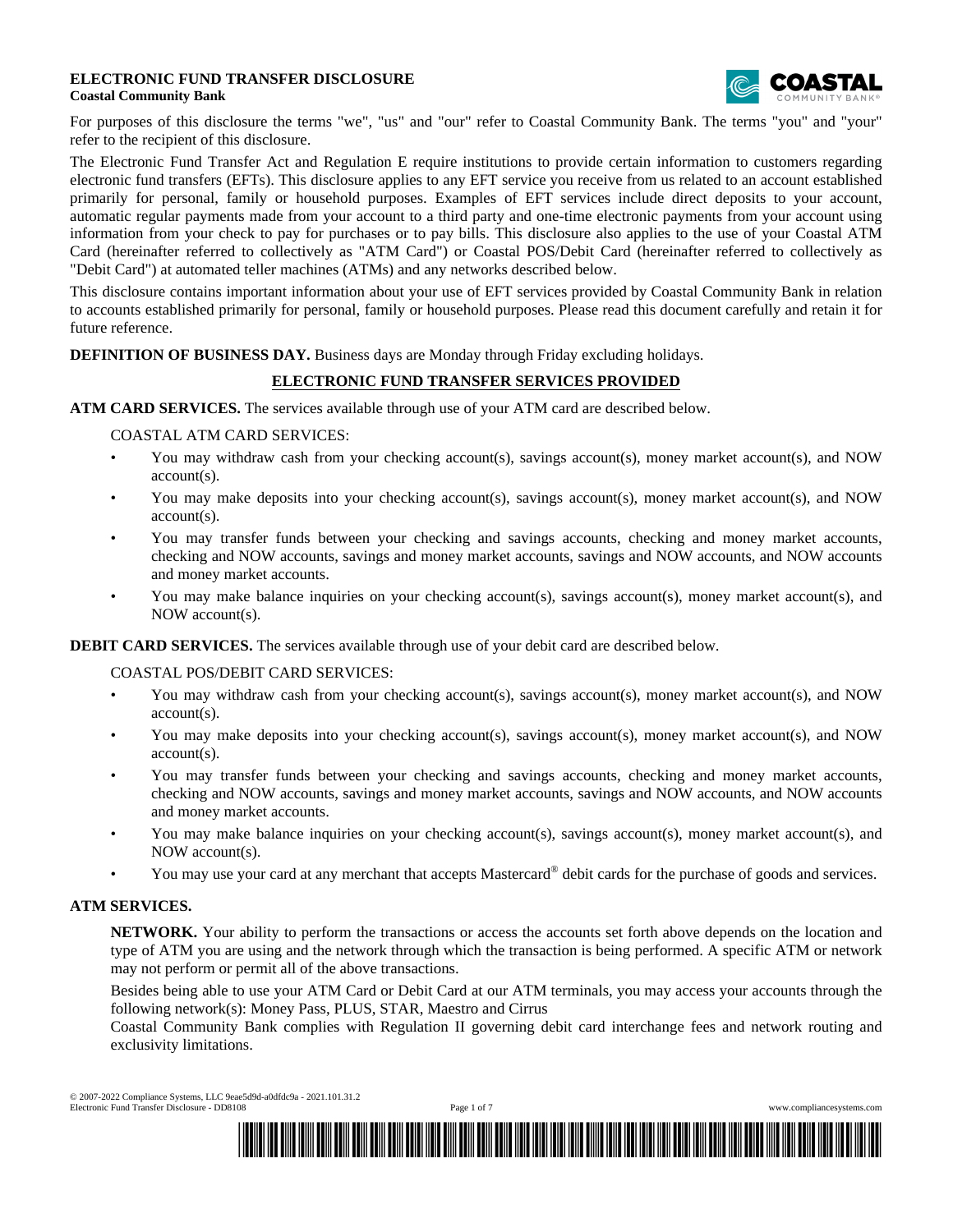# ELECTRONIC FUND TRANSFER DISCLOSURE

**Coastal Community Bank**

For purposes of this disclosure the terms "we", "us" and "our" refer to Coastal Community Bank. The terms "you" and "your" refer to the recipient of this disclosure.

The Electronic Fund Transfer Act and Regulation E require institutions to provide certain information to customers regarding electronic fund transfers (EFTs). This disclosure applies to any EFT service you receive from us related to an account established primarily for personal, family or household purposes. Examples of EFT services include direct deposits to your account, automatic regular payments made from your account to a third party and one-time electronic payments from your account using information from your check to pay for purchases or to pay bills. This disclosure also applies to the use of your Coastal ATM Card (hereinafter referred to collectively as "ATM Card") or Coastal POS/Debit Card (hereinafter referred to collectively as "Debit Card") at automated teller machines (ATMs) and any networks described below.

This disclosure contains important information about your use of EFT services provided by Coastal Community Bank in relation to accounts established primarily for personal, family or household purposes. Please read this document carefully and retain it for future reference.

**DEFINITION OF BUSINESS DAY.** Business days are Monday through Friday excluding holidays.

## ELECTRONIC FUND TRANSFER SERVICES PROVIDED

**ATM CARD SERVICES.** The services available through use of your ATM card are described below.

COASTAL ATM CARD SERVICES:

- You may withdraw cash from your checking account(s), savings account(s), money market account(s), and NOW account(s).
- You may make deposits into your checking account(s), savings account(s), money market account(s), and NOW account(s).
- You may transfer funds between your checking and savings accounts, checking and money market accounts, checking and NOW accounts, savings and money market accounts, savings and NOW accounts, and NOW accounts and money market accounts.
- You may make balance inquiries on your checking account(s), savings account(s), money market account(s), and NOW account(s).

**DEBIT CARD SERVICES.** The services available through use of your debit card are described below.

COASTAL POS/DEBIT CARD SERVICES:

- You may withdraw cash from your checking account(s), savings account(s), money market account(s), and NOW account(s).
- You may make deposits into your checking account(s), savings account(s), money market account(s), and NOW account(s).
- You may transfer funds between your checking and savings accounts, checking and money market accounts, checking and NOW accounts, savings and money market accounts, savings and NOW accounts, and NOW accounts and money market accounts.
- You may make balance inquiries on your checking account(s), savings account(s), money market account(s), and NOW account(s).
- You may use your card at any merchant that accepts Mastercard® debit cards for the purchase of goods and services.

**ATM SERVICES.**

**NETWORK.** Your ability to perform the transactions or access the accounts set forth above depends on the location and type of ATM you are using and the network through which the transaction is being performed. A specific ATM or network may not perform or permit all of the above transactions.

Besides being able to use your ATM Card or Debit Card at our ATM terminals, you may access your accounts through the following network(s): Money Pass, PLUS, STAR, Maestro and Cirrus

Coastal Community Bank complies with Regulation II governing debit card interchange fees and network routing and exclusivity limitations.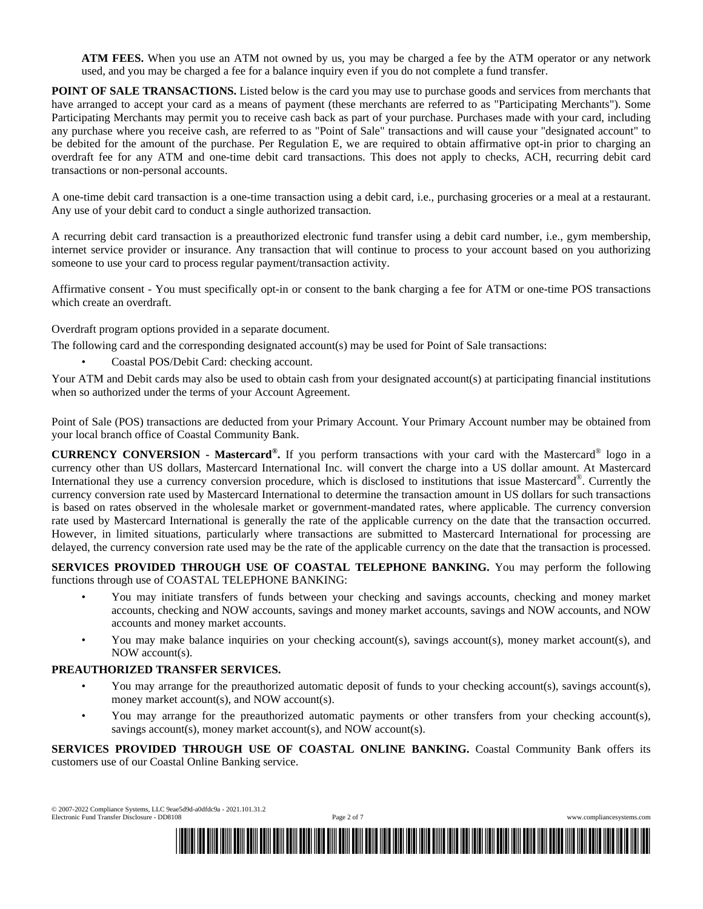**ATM FEES.** When you use an ATM not owned by us, you may be charged a fee by the ATM operator or any network used, and you may be charged a fee for a balance inquiry even if you do not complete a fund transfer.

**POINT OF SALE TRANSACTIONS.** Listed below is the card you may use to purchase goods and services from merchants that have arranged to accept your card as a means of payment (these merchants are referred to as "Participating Merchants"). Some Participating Merchants may permit you to receive cash back as part of your purchase. Purchases made with your card, including any purchase where you receive cash, are referred to as "Point of Sale" transactions and will cause your "designated account" to be debited for the amount of the purchase. Per Regulation E, we are required to obtain affirmative opt-in prior to charging an overdraft fee for any ATM and one-time debit card transactions. This does not apply to checks, ACH, recurring debit card transactions or non-personal accounts.

A one-time debit card transaction is a one-time transaction using a debit card, i.e., purchasing groceries or a meal at a restaurant. Any use of your debit card to conduct a single authorized transaction.

A recurring debit card transaction is a preauthorized electronic fund transfer using a debit card number, i.e., gym membership, internet service provider or insurance. Any transaction that will continue to process to your account based on you authorizing someone to use your card to process regular payment/transaction activity.

Affirmative consent - You must specifically opt-in or consent to the bank charging a fee for ATM or one-time POS transactions which create an overdraft.

Overdraft program options provided in a separate document.

The following card and the corresponding designated account(s) may be used for Point of Sale transactions:

- Coastal POS/Debit Card: checking account.

Your ATM and Debit cards may also be used to obtain cash from your designated account(s) at participating financial institutions when so authorized under the terms of your Account Agreement.

Point of Sale (POS) transactions are deducted from your Primary Account. Your Primary Account number may be obtained from your local branch office of Coastal Community Bank.

**CURRENCY CONVERSION - Mastercard®.** If you perform transactions with your card with the Mastercard® logo in a currency other than US dollars, Mastercard International Inc. will convert the charge into a US dollar amount. At Mastercard International they use a currency conversion procedure, which is disclosed to institutions that issue Mastercard®. Currently the currency conversion rate used by Mastercard International to determine the transaction amount in US dollars for such transactions is based on rates observed in the wholesale market or government-mandated rates, where applicable. The currency conversion rate used by Mastercard International is generally the rate of the applicable currency on the date that the transaction occurred. However, in limited situations, particularly where transactions are submitted to Mastercard International for processing are delayed, the currency conversion rate used may be the rate of the applicable currency on the date that the transaction is processed.

**SERVICES PROVIDED THROUGH USE OF COASTAL TELEPHONE BANKING.** You may perform the following functions through use of COASTAL TELEPHONE BANKING:

- You may initiate transfers of funds between your checking and savings accounts, checking and money market accounts, checking and NOW accounts, savings and money market accounts, savings and NOW accounts, and NOW accounts and money market accounts.
- You may make balance inquiries on your checking account(s), savings account(s), money market account(s), and NOW account(s).

**PREAUTHORIZED TRANSFER SERVICES.**

- You may arrange for the preauthorized automatic deposit of funds to your checking account(s), savings account(s), money market account(s), and NOW account(s).
- You may arrange for the preauthorized automatic payments or other transfers from your checking account(s), savings account(s), money market account(s), and NOW account(s).

**SERVICES PROVIDED THROUGH USE OF COASTAL ONLINE BANKING.** Coastal Community Bank offers its customers use of our Coastal Online Banking service.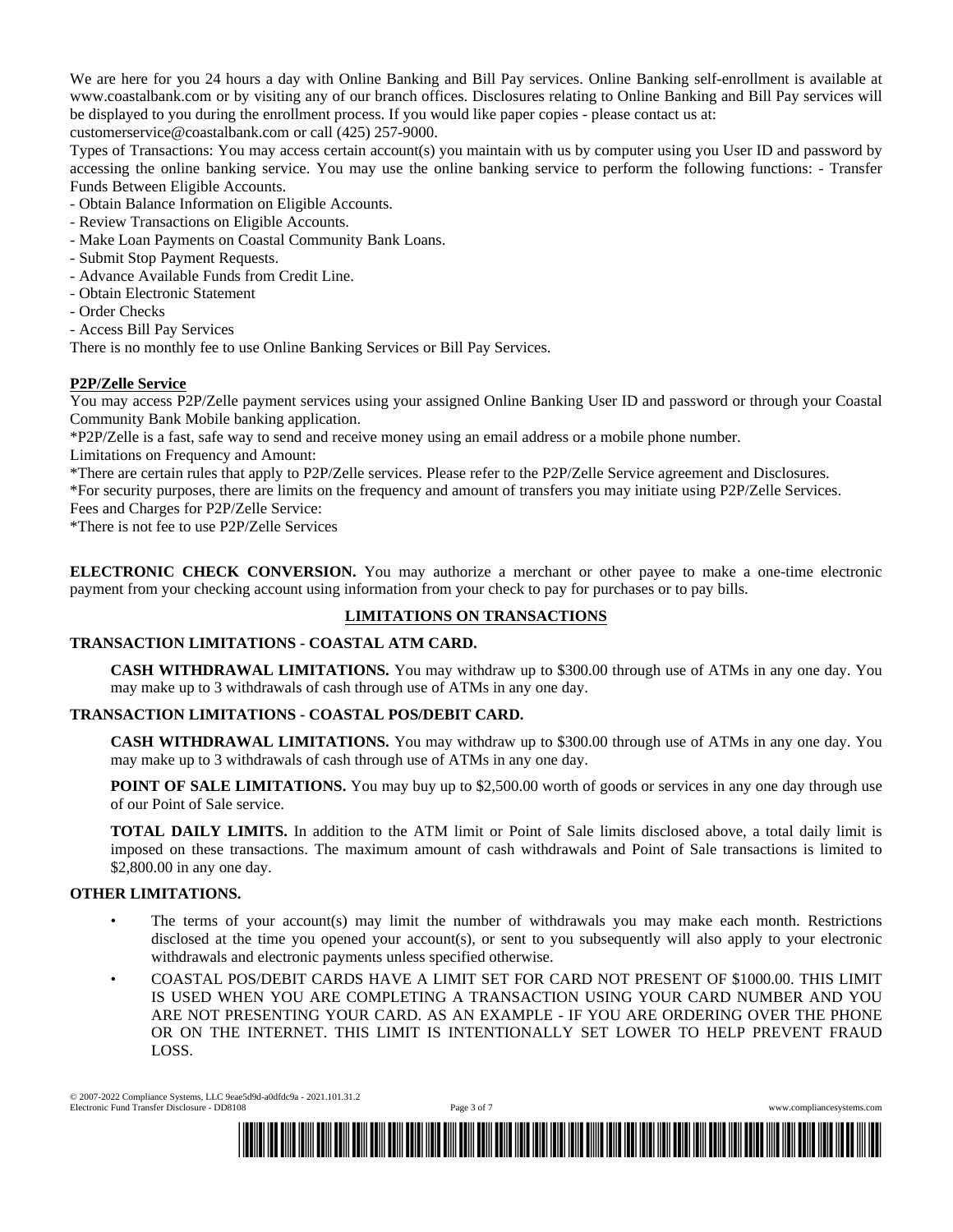We are here for you 24 hours a day with Online Banking and Bill Pay services. Online Banking self-enrollment is available at www.coastalbank.com or by visiting any of our branch offices. Disclosures relating to Online Banking and Bill Pay services will be displayed to you during the enrollment process. If you would like paper copies - please contact us at: customerservice@coastalbank.com or call (425) 257-9000.

Types of Transactions: You may access certain account(s) you maintain with us by computer using you User ID and password by accessing the online banking service. You may use the online banking service to perform the following functions: - Transfer Funds Between Eligible Accounts.

- Obtain Balance Information on Eligible Accounts.
- Review Transactions on Eligible Accounts.
- Make Loan Payments on Coastal Community Bank Loans.
- Submit Stop Payment Requests.
- Advance Available Funds from Credit Line.
- Obtain Electronic Statement
- Order Checks
- Access Bill Pay Services

There is no monthly fee to use Online Banking Services or Bill Pay Services.

**P2P/Zelle Service**

You may access P2P/Zelle payment services using your assigned Online Banking User ID and password or through your Coastal Community Bank Mobile banking application.

*P2P/Zelle is a fast, safe way to send and receive money using an email address or a mobile phone number.

Limitations on Frequency and Amount:

*There are certain rules that apply to P2P/Zelle services. Please refer to the P2P/Zelle Service agreement and Disclosures.

*For security purposes, there are limits on the frequency and amount of transfers you may initiate using P2P/Zelle Services.

Fees and Charges for P2P/Zelle Service:

*There is not fee to use P2P/Zelle Services

**ELECTRONIC CHECK CONVERSION.** You may authorize a merchant or other payee to make a one-time electronic payment from your checking account using information from your check to pay for purchases or to pay bills.

## LIMITATIONS ON TRANSACTIONS

**TRANSACTION LIMITATIONS - COASTAL ATM CARD.**

**CASH WITHDRAWAL LIMITATIONS.** You may withdraw up to $300.00 through use of ATMs in any one day. You may make up to 3 withdrawals of cash through use of ATMs in any one day.

**TRANSACTION LIMITATIONS - COASTAL POS/DEBIT CARD.**

**CASH WITHDRAWAL LIMITATIONS.** You may withdraw up to $300.00 through use of ATMs in any one day. You may make up to 3 withdrawals of cash through use of ATMs in any one day.

**POINT OF SALE LIMITATIONS.** You may buy up to $2,500.00 worth of goods or services in any one day through use of our Point of Sale service.

**TOTAL DAILY LIMITS.** In addition to the ATM limit or Point of Sale limits disclosed above, a total daily limit is imposed on these transactions. The maximum amount of cash withdrawals and Point of Sale transactions is limited to $2,800.00 in any one day.

**OTHER LIMITATIONS.**

- The terms of your account(s) may limit the number of withdrawals you may make each month. Restrictions disclosed at the time you opened your account(s), or sent to you subsequently will also apply to your electronic withdrawals and electronic payments unless specified otherwise.
- COASTAL POS/DEBIT CARDS HAVE A LIMIT SET FOR CARD NOT PRESENT OF $1000.00. THIS LIMIT IS USED WHEN YOU ARE COMPLETING A TRANSACTION USING YOUR CARD NUMBER AND YOU ARE NOT PRESENTING YOUR CARD. AS AN EXAMPLE - IF YOU ARE ORDERING OVER THE PHONE OR ON THE INTERNET. THIS LIMIT IS INTENTIONALLY SET LOWER TO HELP PREVENT FRAUD LOSS.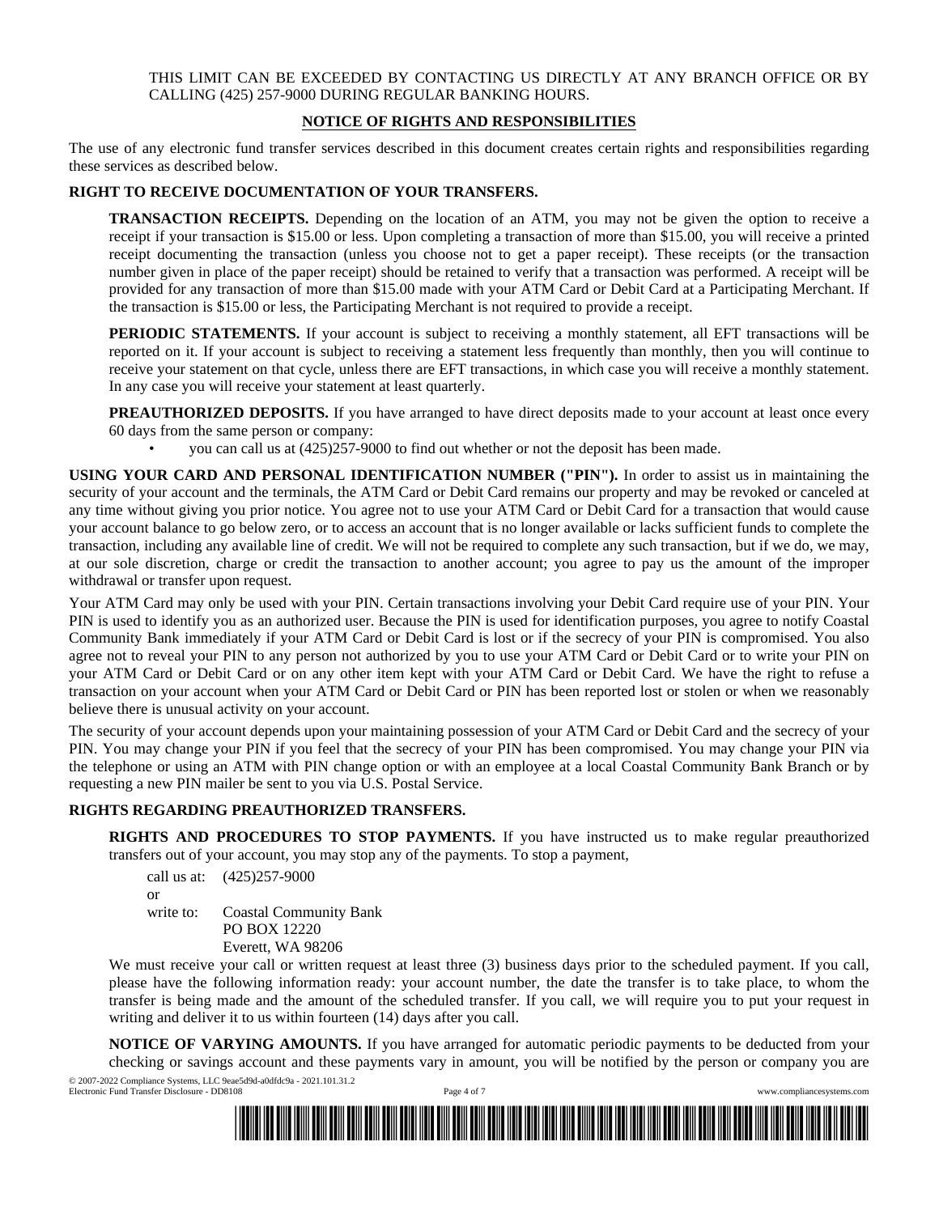THIS LIMIT CAN BE EXCEEDED BY CONTACTING US DIRECTLY AT ANY BRANCH OFFICE OR BY CALLING (425) 257-9000 DURING REGULAR BANKING HOURS.

## NOTICE OF RIGHTS AND RESPONSIBILITIES

The use of any electronic fund transfer services described in this document creates certain rights and responsibilities regarding these services as described below.

**RIGHT TO RECEIVE DOCUMENTATION OF YOUR TRANSFERS.**

**TRANSACTION RECEIPTS.** Depending on the location of an ATM, you may not be given the option to receive a receipt if your transaction is $15.00 or less. Upon completing a transaction of more than $15.00, you will receive a printed receipt documenting the transaction (unless you choose not to get a paper receipt). These receipts (or the transaction number given in place of the paper receipt) should be retained to verify that a transaction was performed. A receipt will be provided for any transaction of more than $15.00 made with your ATM Card or Debit Card at a Participating Merchant. If the transaction is $15.00 or less, the Participating Merchant is not required to provide a receipt.

**PERIODIC STATEMENTS.** If your account is subject to receiving a monthly statement, all EFT transactions will be reported on it. If your account is subject to receiving a statement less frequently than monthly, then you will continue to receive your statement on that cycle, unless there are EFT transactions, in which case you will receive a monthly statement. In any case you will receive your statement at least quarterly.

**PREAUTHORIZED DEPOSITS.** If you have arranged to have direct deposits made to your account at least once every 60 days from the same person or company:

- you can call us at (425)257-9000 to find out whether or not the deposit has been made.

**USING YOUR CARD AND PERSONAL IDENTIFICATION NUMBER ("PIN").** In order to assist us in maintaining the security of your account and the terminals, the ATM Card or Debit Card remains our property and may be revoked or canceled at any time without giving you prior notice. You agree not to use your ATM Card or Debit Card for a transaction that would cause your account balance to go below zero, or to access an account that is no longer available or lacks sufficient funds to complete the transaction, including any available line of credit. We will not be required to complete any such transaction, but if we do, we may, at our sole discretion, charge or credit the transaction to another account; you agree to pay us the amount of the improper withdrawal or transfer upon request.

Your ATM Card may only be used with your PIN. Certain transactions involving your Debit Card require use of your PIN. Your PIN is used to identify you as an authorized user. Because the PIN is used for identification purposes, you agree to notify Coastal Community Bank immediately if your ATM Card or Debit Card is lost or if the secrecy of your PIN is compromised. You also agree not to reveal your PIN to any person not authorized by you to use your ATM Card or Debit Card or to write your PIN on your ATM Card or Debit Card or on any other item kept with your ATM Card or Debit Card. We have the right to refuse a transaction on your account when your ATM Card or Debit Card or PIN has been reported lost or stolen or when we reasonably believe there is unusual activity on your account.

The security of your account depends upon your maintaining possession of your ATM Card or Debit Card and the secrecy of your PIN. You may change your PIN if you feel that the secrecy of your PIN has been compromised. You may change your PIN via the telephone or using an ATM with PIN change option or with an employee at a local Coastal Community Bank Branch or by requesting a new PIN mailer be sent to you via U.S. Postal Service.

**RIGHTS REGARDING PREAUTHORIZED TRANSFERS.**

**RIGHTS AND PROCEDURES TO STOP PAYMENTS.** If you have instructed us to make regular preauthorized transfers out of your account, you may stop any of the payments. To stop a payment,

call us at: (425)257-9000

or

write to: Coastal Community Bank
PO BOX 12220
Everett, WA 98206

We must receive your call or written request at least three (3) business days prior to the scheduled payment. If you call, please have the following information ready: your account number, the date the transfer is to take place, to whom the transfer is being made and the amount of the scheduled transfer. If you call, we will require you to put your request in writing and deliver it to us within fourteen (14) days after you call.

**NOTICE OF VARYING AMOUNTS.** If you have arranged for automatic periodic payments to be deducted from your checking or savings account and these payments vary in amount, you will be notified by the person or company you are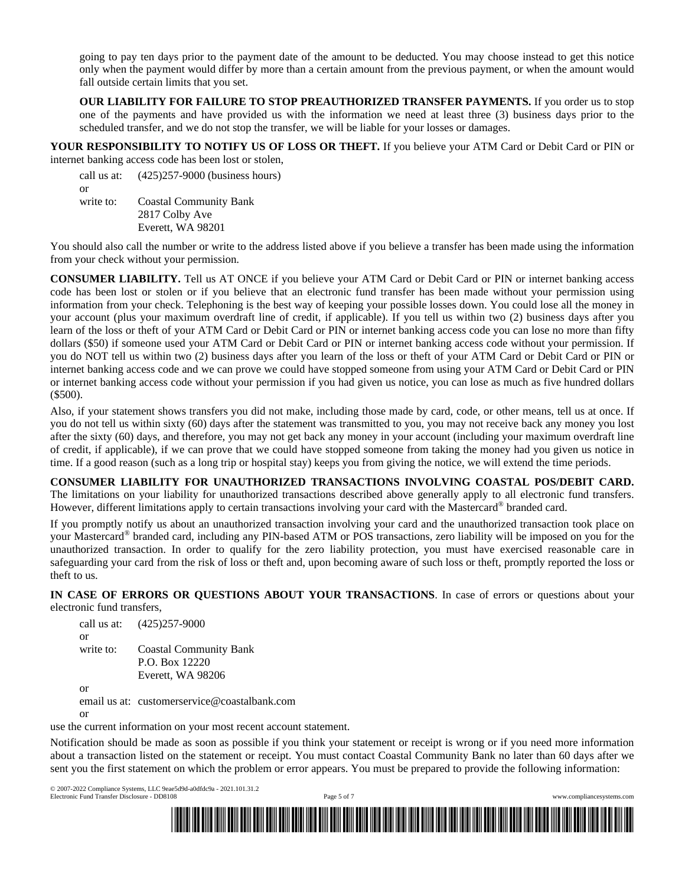going to pay ten days prior to the payment date of the amount to be deducted. You may choose instead to get this notice only when the payment would differ by more than a certain amount from the previous payment, or when the amount would fall outside certain limits that you set.

**OUR LIABILITY FOR FAILURE TO STOP PREAUTHORIZED TRANSFER PAYMENTS.** If you order us to stop one of the payments and have provided us with the information we need at least three (3) business days prior to the scheduled transfer, and we do not stop the transfer, we will be liable for your losses or damages.

**YOUR RESPONSIBILITY TO NOTIFY US OF LOSS OR THEFT.** If you believe your ATM Card or Debit Card or PIN or internet banking access code has been lost or stolen,

call us at: (425)257-9000 (business hours)
or
write to: Coastal Community Bank
2817 Colby Ave
Everett, WA 98201

You should also call the number or write to the address listed above if you believe a transfer has been made using the information from your check without your permission.

**CONSUMER LIABILITY.** Tell us AT ONCE if you believe your ATM Card or Debit Card or PIN or internet banking access code has been lost or stolen or if you believe that an electronic fund transfer has been made without your permission using information from your check. Telephoning is the best way of keeping your possible losses down. You could lose all the money in your account (plus your maximum overdraft line of credit, if applicable). If you tell us within two (2) business days after you learn of the loss or theft of your ATM Card or Debit Card or PIN or internet banking access code you can lose no more than fifty dollars ($50) if someone used your ATM Card or Debit Card or PIN or internet banking access code without your permission. If you do NOT tell us within two (2) business days after you learn of the loss or theft of your ATM Card or Debit Card or PIN or internet banking access code and we can prove we could have stopped someone from using your ATM Card or Debit Card or PIN or internet banking access code without your permission if you had given us notice, you can lose as much as five hundred dollars ($500).

Also, if your statement shows transfers you did not make, including those made by card, code, or other means, tell us at once. If you do not tell us within sixty (60) days after the statement was transmitted to you, you may not receive back any money you lost after the sixty (60) days, and therefore, you may not get back any money in your account (including your maximum overdraft line of credit, if applicable), if we can prove that we could have stopped someone from taking the money had you given us notice in time. If a good reason (such as a long trip or hospital stay) keeps you from giving the notice, we will extend the time periods.

**CONSUMER LIABILITY FOR UNAUTHORIZED TRANSACTIONS INVOLVING COASTAL POS/DEBIT CARD.** The limitations on your liability for unauthorized transactions described above generally apply to all electronic fund transfers. However, different limitations apply to certain transactions involving your card with the Mastercard® branded card.

If you promptly notify us about an unauthorized transaction involving your card and the unauthorized transaction took place on your Mastercard® branded card, including any PIN-based ATM or POS transactions, zero liability will be imposed on you for the unauthorized transaction. In order to qualify for the zero liability protection, you must have exercised reasonable care in safeguarding your card from the risk of loss or theft and, upon becoming aware of such loss or theft, promptly reported the loss or theft to us.

**IN CASE OF ERRORS OR QUESTIONS ABOUT YOUR TRANSACTIONS**. In case of errors or questions about your electronic fund transfers,

call us at: (425)257-9000
or
write to: Coastal Community Bank
P.O. Box 12220
Everett, WA 98206
or
email us at: customerservice@coastalbank.com
or
use the current information on your most recent account statement.

Notification should be made as soon as possible if you think your statement or receipt is wrong or if you need more information about a transaction listed on the statement or receipt. You must contact Coastal Community Bank no later than 60 days after we sent you the first statement on which the problem or error appears. You must be prepared to provide the following information: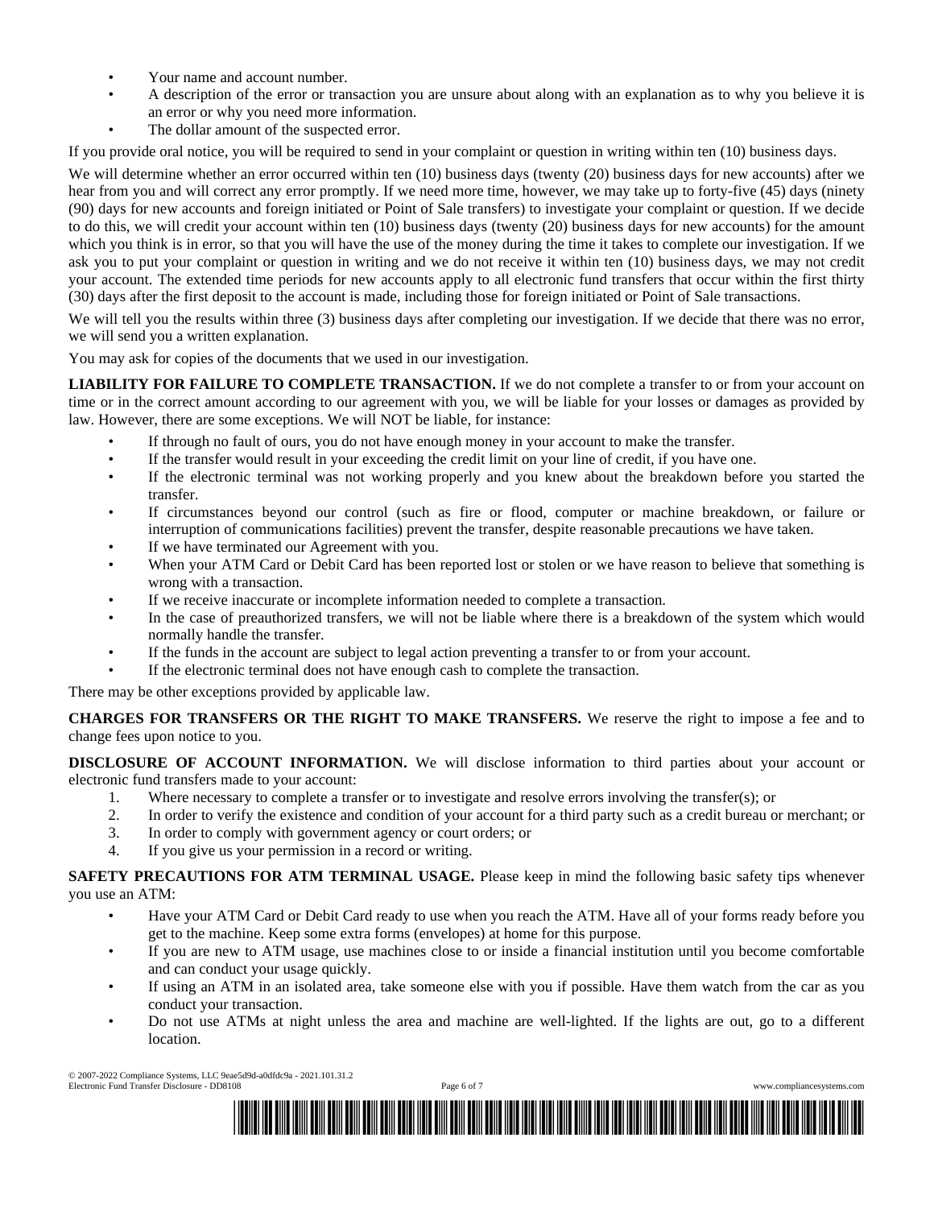- Your name and account number.
- A description of the error or transaction you are unsure about along with an explanation as to why you believe it is an error or why you need more information.
- The dollar amount of the suspected error.

If you provide oral notice, you will be required to send in your complaint or question in writing within ten (10) business days.

We will determine whether an error occurred within ten (10) business days (twenty (20) business days for new accounts) after we hear from you and will correct any error promptly. If we need more time, however, we may take up to forty-five (45) days (ninety (90) days for new accounts and foreign initiated or Point of Sale transfers) to investigate your complaint or question. If we decide to do this, we will credit your account within ten (10) business days (twenty (20) business days for new accounts) for the amount which you think is in error, so that you will have the use of the money during the time it takes to complete our investigation. If we ask you to put your complaint or question in writing and we do not receive it within ten (10) business days, we may not credit your account. The extended time periods for new accounts apply to all electronic fund transfers that occur within the first thirty (30) days after the first deposit to the account is made, including those for foreign initiated or Point of Sale transactions.

We will tell you the results within three (3) business days after completing our investigation. If we decide that there was no error, we will send you a written explanation.

You may ask for copies of the documents that we used in our investigation.

**LIABILITY FOR FAILURE TO COMPLETE TRANSACTION.** If we do not complete a transfer to or from your account on time or in the correct amount according to our agreement with you, we will be liable for your losses or damages as provided by law. However, there are some exceptions. We will NOT be liable, for instance:

- If through no fault of ours, you do not have enough money in your account to make the transfer.
- If the transfer would result in your exceeding the credit limit on your line of credit, if you have one.
- If the electronic terminal was not working properly and you knew about the breakdown before you started the transfer.
- If circumstances beyond our control (such as fire or flood, computer or machine breakdown, or failure or interruption of communications facilities) prevent the transfer, despite reasonable precautions we have taken.
- If we have terminated our Agreement with you.
- When your ATM Card or Debit Card has been reported lost or stolen or we have reason to believe that something is wrong with a transaction.
- If we receive inaccurate or incomplete information needed to complete a transaction.
- In the case of preauthorized transfers, we will not be liable where there is a breakdown of the system which would normally handle the transfer.
- If the funds in the account are subject to legal action preventing a transfer to or from your account.
- If the electronic terminal does not have enough cash to complete the transaction.

There may be other exceptions provided by applicable law.

**CHARGES FOR TRANSFERS OR THE RIGHT TO MAKE TRANSFERS.** We reserve the right to impose a fee and to change fees upon notice to you.

**DISCLOSURE OF ACCOUNT INFORMATION.** We will disclose information to third parties about your account or electronic fund transfers made to your account:

1. Where necessary to complete a transfer or to investigate and resolve errors involving the transfer(s); or
2. In order to verify the existence and condition of your account for a third party such as a credit bureau or merchant; or
3. In order to comply with government agency or court orders; or
4. If you give us your permission in a record or writing.

**SAFETY PRECAUTIONS FOR ATM TERMINAL USAGE.** Please keep in mind the following basic safety tips whenever you use an ATM:

- Have your ATM Card or Debit Card ready to use when you reach the ATM. Have all of your forms ready before you get to the machine. Keep some extra forms (envelopes) at home for this purpose.
- If you are new to ATM usage, use machines close to or inside a financial institution until you become comfortable and can conduct your usage quickly.
- If using an ATM in an isolated area, take someone else with you if possible. Have them watch from the car as you conduct your transaction.
- Do not use ATMs at night unless the area and machine are well-lighted. If the lights are out, go to a different location.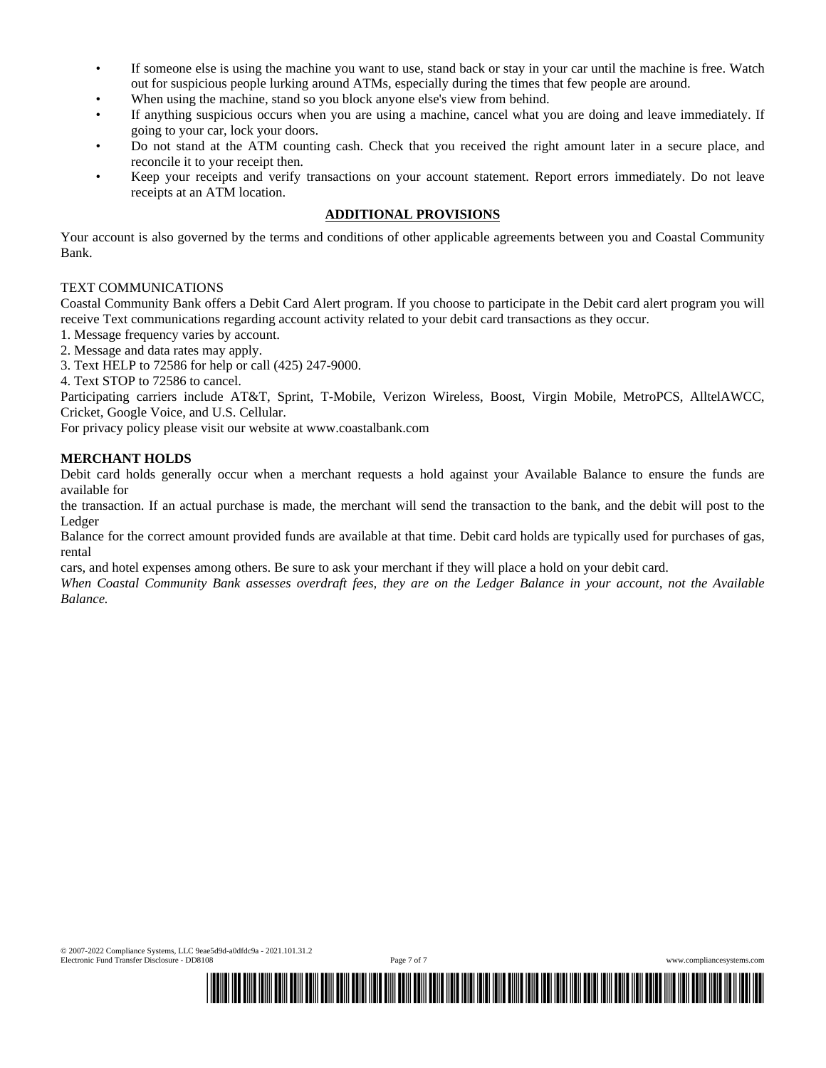- If someone else is using the machine you want to use, stand back or stay in your car until the machine is free. Watch out for suspicious people lurking around ATMs, especially during the times that few people are around.
- When using the machine, stand so you block anyone else's view from behind.
- If anything suspicious occurs when you are using a machine, cancel what you are doing and leave immediately. If going to your car, lock your doors.
- Do not stand at the ATM counting cash. Check that you received the right amount later in a secure place, and reconcile it to your receipt then.
- Keep your receipts and verify transactions on your account statement. Report errors immediately. Do not leave receipts at an ATM location.

## ADDITIONAL PROVISIONS

Your account is also governed by the terms and conditions of other applicable agreements between you and Coastal Community Bank.

TEXT COMMUNICATIONS

Coastal Community Bank offers a Debit Card Alert program. If you choose to participate in the Debit card alert program you will receive Text communications regarding account activity related to your debit card transactions as they occur.

1. Message frequency varies by account.
2. Message and data rates may apply.
3. Text HELP to 72586 for help or call (425) 247-9000.
4. Text STOP to 72586 to cancel.

Participating carriers include AT&T, Sprint, T-Mobile, Verizon Wireless, Boost, Virgin Mobile, MetroPCS, AlltelAWCC, Cricket, Google Voice, and U.S. Cellular.

For privacy policy please visit our website at www.coastalbank.com

**MERCHANT HOLDS**

Debit card holds generally occur when a merchant requests a hold against your Available Balance to ensure the funds are available for
the transaction. If an actual purchase is made, the merchant will send the transaction to the bank, and the debit will post to the Ledger
Balance for the correct amount provided funds are available at that time. Debit card holds are typically used for purchases of gas, rental
cars, and hotel expenses among others. Be sure to ask your merchant if they will place a hold on your debit card.

*When Coastal Community Bank assesses overdraft fees, they are on the Ledger Balance in your account, not the Available Balance.*